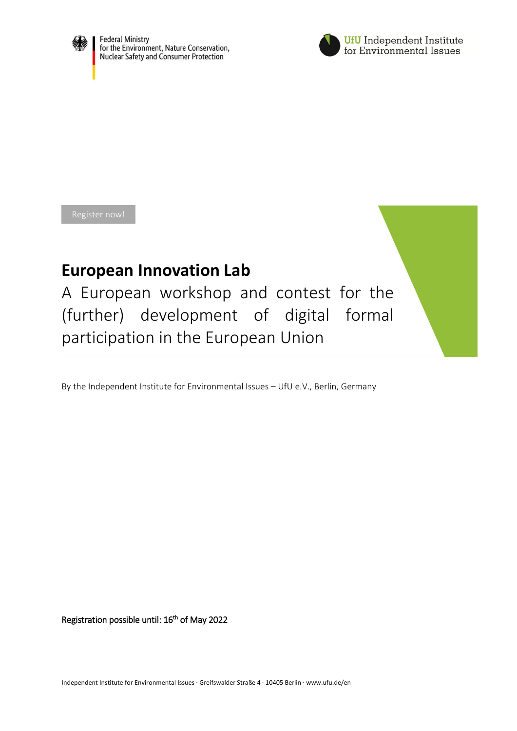Federal Ministry for the Environment, Nature Conservation, Nuclear Safety and Consumer Protection

UfU Independent Institute for Environmental Issues

Register now!

# European Innovation Lab

A European workshop and contest for the (further) development of digital formal participation in the European Union

By the Independent Institute for Environmental Issues – UfU e.V., Berlin, Germany

Registration possible until: 16th of May 2022

Independent Institute for Environmental Issues · Greifswalder Straße 4 · 10405 Berlin · www.ufu.de/en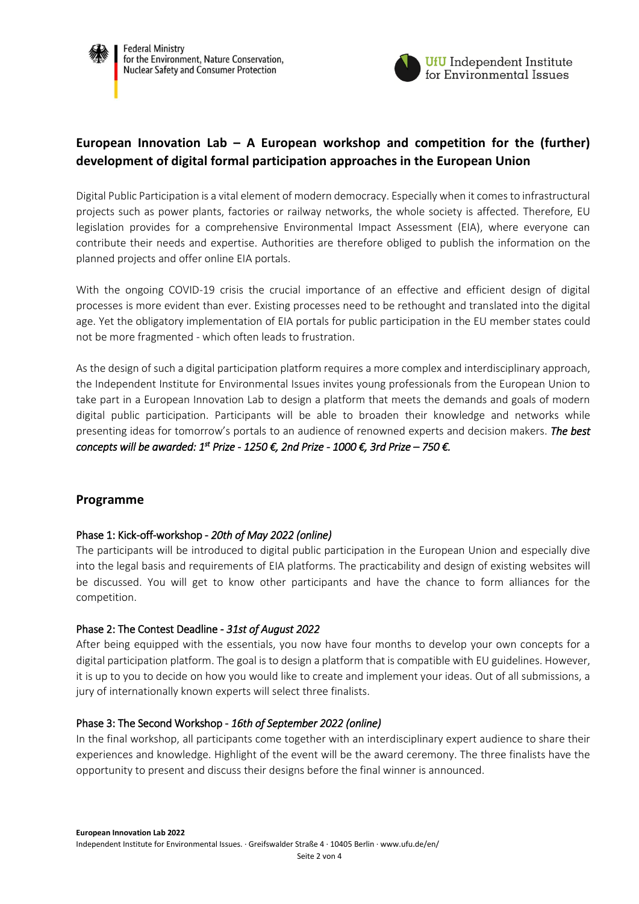## European Innovation Lab – A European workshop and competition for the (further) development of digital formal participation approaches in the European Union

Digital Public Participation is a vital element of modern democracy. Especially when it comes to infrastructural projects such as power plants, factories or railway networks, the whole society is affected. Therefore, EU legislation provides for a comprehensive Environmental Impact Assessment (EIA), where everyone can contribute their needs and expertise. Authorities are therefore obliged to publish the information on the planned projects and offer online EIA portals.

With the ongoing COVID-19 crisis the crucial importance of an effective and efficient design of digital processes is more evident than ever. Existing processes need to be rethought and translated into the digital age. Yet the obligatory implementation of EIA portals for public participation in the EU member states could not be more fragmented - which often leads to frustration.

As the design of such a digital participation platform requires a more complex and interdisciplinary approach, the Independent Institute for Environmental Issues invites young professionals from the European Union to take part in a European Innovation Lab to design a platform that meets the demands and goals of modern digital public participation. Participants will be able to broaden their knowledge and networks while presenting ideas for tomorrow's portals to an audience of renowned experts and decision makers. *The best concepts will be awarded: 1st Prize - 1250 €, 2nd Prize - 1000 €, 3rd Prize – 750 €.*

## Programme

### Phase 1: Kick-off-workshop - *20th of May 2022 (online)*

The participants will be introduced to digital public participation in the European Union and especially dive into the legal basis and requirements of EIA platforms. The practicability and design of existing websites will be discussed. You will get to know other participants and have the chance to form alliances for the competition.

### Phase 2: The Contest Deadline - *31st of August 2022*

After being equipped with the essentials, you now have four months to develop your own concepts for a digital participation platform. The goal is to design a platform that is compatible with EU guidelines. However, it is up to you to decide on how you would like to create and implement your ideas. Out of all submissions, a jury of internationally known experts will select three finalists.

### Phase 3: The Second Workshop - *16th of September 2022 (online)*

In the final workshop, all participants come together with an interdisciplinary expert audience to share their experiences and knowledge. Highlight of the event will be the award ceremony. The three finalists have the opportunity to present and discuss their designs before the final winner is announced.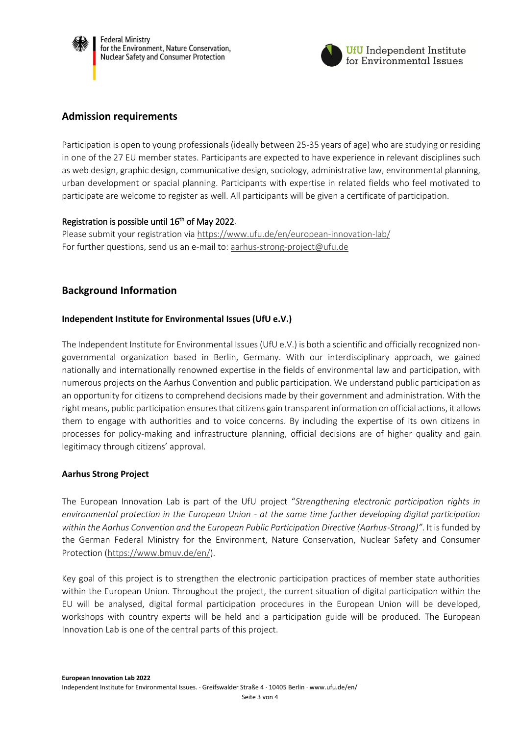## Admission requirements

Participation is open to young professionals (ideally between 25-35 years of age) who are studying or residing in one of the 27 EU member states. Participants are expected to have experience in relevant disciplines such as web design, graphic design, communicative design, sociology, administrative law, environmental planning, urban development or spacial planning. Participants with expertise in related fields who feel motivated to participate are welcome to register as well. All participants will be given a certificate of participation.

Registration is possible until 16th of May 2022.
Please submit your registration via https://www.ufu.de/en/european-innovation-lab/
For further questions, send us an e-mail to: aarhus-strong-project@ufu.de

## Background Information

### Independent Institute for Environmental Issues (UfU e.V.)

The Independent Institute for Environmental Issues (UfU e.V.) is both a scientific and officially recognized non-governmental organization based in Berlin, Germany. With our interdisciplinary approach, we gained nationally and internationally renowned expertise in the fields of environmental law and participation, with numerous projects on the Aarhus Convention and public participation. We understand public participation as an opportunity for citizens to comprehend decisions made by their government and administration. With the right means, public participation ensures that citizens gain transparent information on official actions, it allows them to engage with authorities and to voice concerns. By including the expertise of its own citizens in processes for policy-making and infrastructure planning, official decisions are of higher quality and gain legitimacy through citizens' approval.

### Aarhus Strong Project

The European Innovation Lab is part of the UfU project "*Strengthening electronic participation rights in environmental protection in the European Union - at the same time further developing digital participation within the Aarhus Convention and the European Public Participation Directive (Aarhus-Strong)"*. It is funded by the German Federal Ministry for the Environment, Nature Conservation, Nuclear Safety and Consumer Protection (https://www.bmuv.de/en/).

Key goal of this project is to strengthen the electronic participation practices of member state authorities within the European Union. Throughout the project, the current situation of digital participation within the EU will be analysed, digital formal participation procedures in the European Union will be developed, workshops with country experts will be held and a participation guide will be produced. The European Innovation Lab is one of the central parts of this project.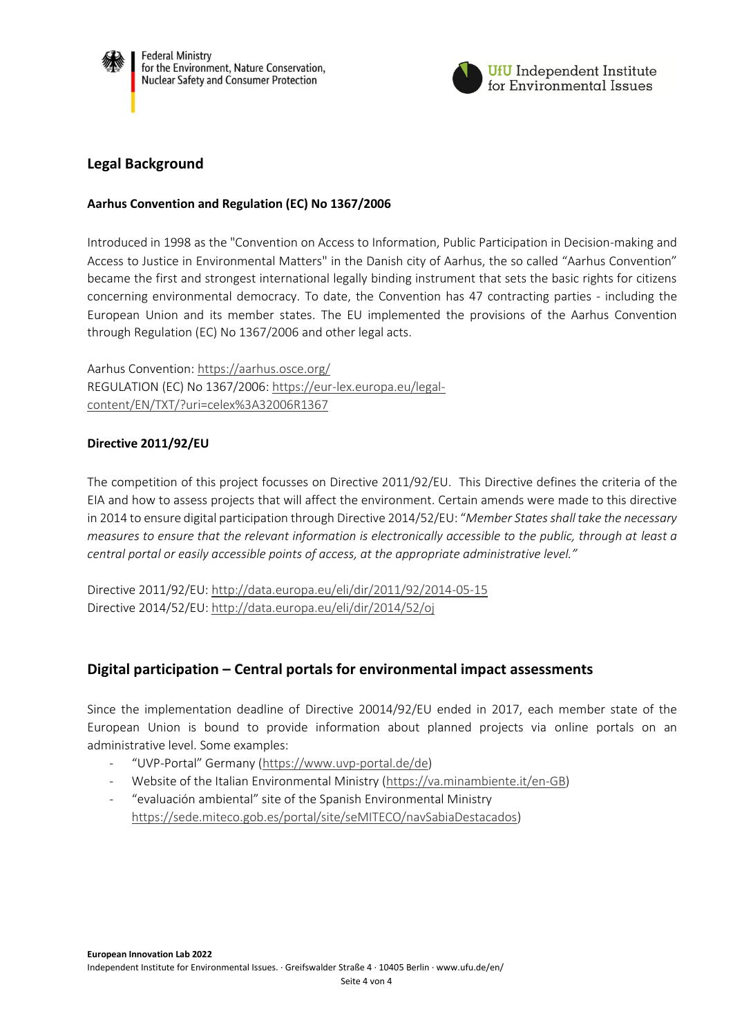## Legal Background

### Aarhus Convention and Regulation (EC) No 1367/2006

Introduced in 1998 as the "Convention on Access to Information, Public Participation in Decision-making and Access to Justice in Environmental Matters" in the Danish city of Aarhus, the so called "Aarhus Convention" became the first and strongest international legally binding instrument that sets the basic rights for citizens concerning environmental democracy. To date, the Convention has 47 contracting parties - including the European Union and its member states. The EU implemented the provisions of the Aarhus Convention through Regulation (EC) No 1367/2006 and other legal acts.

Aarhus Convention: https://aarhus.osce.org/
REGULATION (EC) No 1367/2006: https://eur-lex.europa.eu/legal-content/EN/TXT/?uri=celex%3A32006R1367

### Directive 2011/92/EU

The competition of this project focusses on Directive 2011/92/EU. This Directive defines the criteria of the EIA and how to assess projects that will affect the environment. Certain amends were made to this directive in 2014 to ensure digital participation through Directive 2014/52/EU: "*Member States shall take the necessary measures to ensure that the relevant information is electronically accessible to the public, through at least a central portal or easily accessible points of access, at the appropriate administrative level.*"

Directive 2011/92/EU: http://data.europa.eu/eli/dir/2011/92/2014-05-15
Directive 2014/52/EU: http://data.europa.eu/eli/dir/2014/52/oj

## Digital participation – Central portals for environmental impact assessments

Since the implementation deadline of Directive 20014/92/EU ended in 2017, each member state of the European Union is bound to provide information about planned projects via online portals on an administrative level. Some examples:

- "UVP-Portal" Germany (https://www.uvp-portal.de/de)
- Website of the Italian Environmental Ministry (https://va.minambiente.it/en-GB)
- "evaluación ambiental" site of the Spanish Environmental Ministry https://sede.miteco.gob.es/portal/site/seMITECO/navSabiaDestacados)